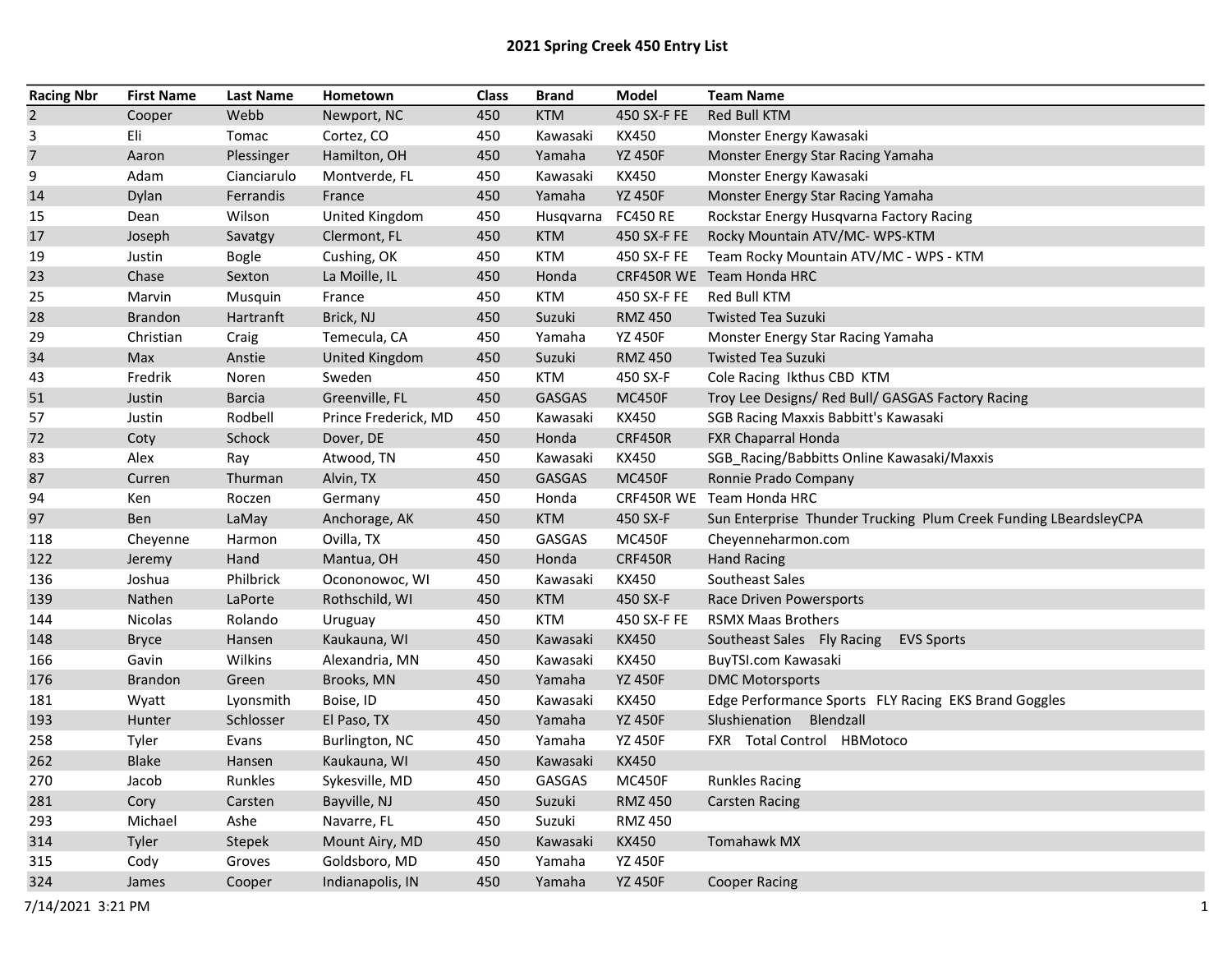# 2021 Spring Creek 450 Entry List

| Racing Nbr | First Name | Last Name | Hometown | Class | Brand | Model | Team Name |
|---|---|---|---|---|---|---|---|
| 2 | Cooper | Webb | Newport, NC | 450 | KTM | 450 SX-F FE | Red Bull KTM |
| 3 | Eli | Tomac | Cortez, CO | 450 | Kawasaki | KX450 | Monster Energy Kawasaki |
| 7 | Aaron | Plessinger | Hamilton, OH | 450 | Yamaha | YZ 450F | Monster Energy Star Racing Yamaha |
| 9 | Adam | Cianciarulo | Montverde, FL | 450 | Kawasaki | KX450 | Monster Energy Kawasaki |
| 14 | Dylan | Ferrandis | France | 450 | Yamaha | YZ 450F | Monster Energy Star Racing Yamaha |
| 15 | Dean | Wilson | United Kingdom | 450 | Husqvarna | FC450 RE | Rockstar Energy Husqvarna Factory Racing |
| 17 | Joseph | Savatgy | Clermont, FL | 450 | KTM | 450 SX-F FE | Rocky Mountain ATV/MC- WPS-KTM |
| 19 | Justin | Bogle | Cushing, OK | 450 | KTM | 450 SX-F FE | Team Rocky Mountain ATV/MC - WPS - KTM |
| 23 | Chase | Sexton | La Moille, IL | 450 | Honda | CRF450R WE | Team Honda HRC |
| 25 | Marvin | Musquin | France | 450 | KTM | 450 SX-F FE | Red Bull KTM |
| 28 | Brandon | Hartranft | Brick, NJ | 450 | Suzuki | RMZ 450 | Twisted Tea Suzuki |
| 29 | Christian | Craig | Temecula, CA | 450 | Yamaha | YZ 450F | Monster Energy Star Racing Yamaha |
| 34 | Max | Anstie | United Kingdom | 450 | Suzuki | RMZ 450 | Twisted Tea Suzuki |
| 43 | Fredrik | Noren | Sweden | 450 | KTM | 450 SX-F | Cole Racing Ikthus CBD KTM |
| 51 | Justin | Barcia | Greenville, FL | 450 | GASGAS | MC450F | Troy Lee Designs/ Red Bull/ GASGAS Factory Racing |
| 57 | Justin | Rodbell | Prince Frederick, MD | 450 | Kawasaki | KX450 | SGB Racing Maxxis Babbitt's Kawasaki |
| 72 | Coty | Schock | Dover, DE | 450 | Honda | CRF450R | FXR Chaparral Honda |
| 83 | Alex | Ray | Atwood, TN | 450 | Kawasaki | KX450 | SGB_Racing/Babbitts Online Kawasaki/Maxxis |
| 87 | Curren | Thurman | Alvin, TX | 450 | GASGAS | MC450F | Ronnie Prado Company |
| 94 | Ken | Roczen | Germany | 450 | Honda | CRF450R WE | Team Honda HRC |
| 97 | Ben | LaMay | Anchorage, AK | 450 | KTM | 450 SX-F | Sun Enterprise Thunder Trucking Plum Creek Funding LBeardsleyCPA |
| 118 | Cheyenne | Harmon | Ovilla, TX | 450 | GASGAS | MC450F | Cheyenneharmon.com |
| 122 | Jeremy | Hand | Mantua, OH | 450 | Honda | CRF450R | Hand Racing |
| 136 | Joshua | Philbrick | Oconomowoc, WI | 450 | Kawasaki | KX450 | Southeast Sales |
| 139 | Nathen | LaPorte | Rothschild, WI | 450 | KTM | 450 SX-F | Race Driven Powersports |
| 144 | Nicolas | Rolando | Uruguay | 450 | KTM | 450 SX-F FE | RSMX Maas Brothers |
| 148 | Bryce | Hansen | Kaukauna, WI | 450 | Kawasaki | KX450 | Southeast Sales Fly Racing EVS Sports |
| 166 | Gavin | Wilkins | Alexandria, MN | 450 | Kawasaki | KX450 | BuyTSI.com Kawasaki |
| 176 | Brandon | Green | Brooks, MN | 450 | Yamaha | YZ 450F | DMC Motorsports |
| 181 | Wyatt | Lyonsmith | Boise, ID | 450 | Kawasaki | KX450 | Edge Performance Sports FLY Racing EKS Brand Goggles |
| 193 | Hunter | Schlosser | El Paso, TX | 450 | Yamaha | YZ 450F | Slushienation Blendzall |
| 258 | Tyler | Evans | Burlington, NC | 450 | Yamaha | YZ 450F | FXR Total Control HBMotoco |
| 262 | Blake | Hansen | Kaukauna, WI | 450 | Kawasaki | KX450 | |
| 270 | Jacob | Runkles | Sykesville, MD | 450 | GASGAS | MC450F | Runkles Racing |
| 281 | Cory | Carsten | Bayville, NJ | 450 | Suzuki | RMZ 450 | Carsten Racing |
| 293 | Michael | Ashe | Navarre, FL | 450 | Suzuki | RMZ 450 | |
| 314 | Tyler | Stepek | Mount Airy, MD | 450 | Kawasaki | KX450 | Tomahawk MX |
| 315 | Cody | Groves | Goldsboro, MD | 450 | Yamaha | YZ 450F | |
| 324 | James | Cooper | Indianapolis, IN | 450 | Yamaha | YZ 450F | Cooper Racing |

7/14/2021 3:21 PM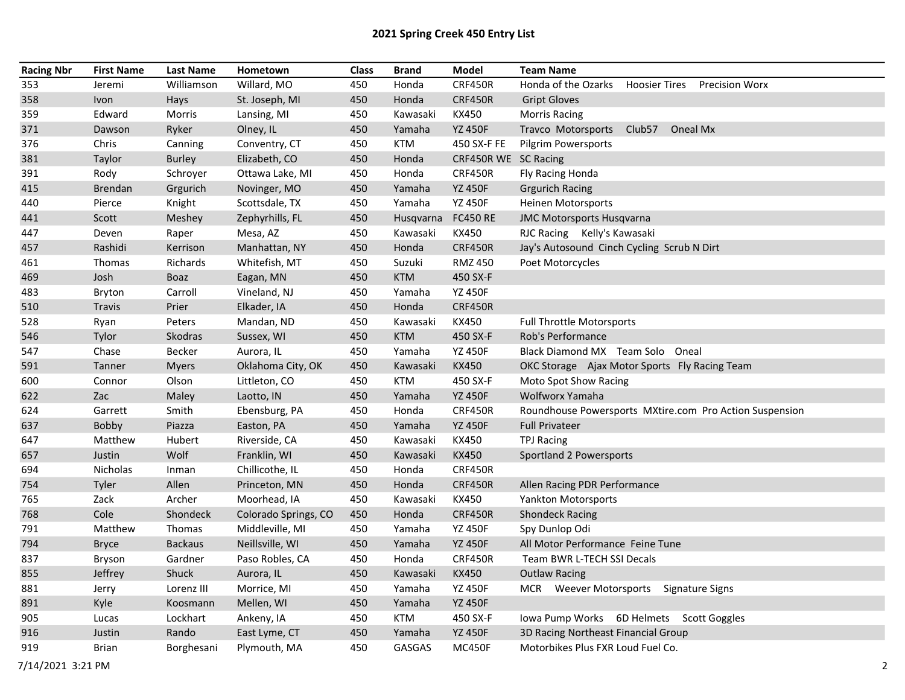# 2021 Spring Creek 450 Entry List

| Racing Nbr | First Name | Last Name | Hometown | Class | Brand | Model | Team Name |
|---|---|---|---|---|---|---|---|
| 353 | Jeremi | Williamson | Willard, MO | 450 | Honda | CRF450R | Honda of the Ozarks Hoosier Tires Precision Worx |
| 358 | Ivon | Hays | St. Joseph, MI | 450 | Honda | CRF450R | Gript Gloves |
| 359 | Edward | Morris | Lansing, MI | 450 | Kawasaki | KX450 | Morris Racing |
| 371 | Dawson | Ryker | Olney, IL | 450 | Yamaha | YZ 450F | Travco Motorsports Club57 Oneal Mx |
| 376 | Chris | Canning | Conventry, CT | 450 | KTM | 450 SX-F FE | Pilgrim Powersports |
| 381 | Taylor | Burley | Elizabeth, CO | 450 | Honda | CRF450R WE | SC Racing |
| 391 | Rody | Schroyer | Ottawa Lake, MI | 450 | Honda | CRF450R | Fly Racing Honda |
| 415 | Brendan | Grgurich | Novinger, MO | 450 | Yamaha | YZ 450F | Grgurich Racing |
| 440 | Pierce | Knight | Scottsdale, TX | 450 | Yamaha | YZ 450F | Heinen Motorsports |
| 441 | Scott | Meshey | Zephyrhills, FL | 450 | Husqvarna | FC450 RE | JMC Motorsports Husqvarna |
| 447 | Deven | Raper | Mesa, AZ | 450 | Kawasaki | KX450 | RJC Racing Kelly's Kawasaki |
| 457 | Rashidi | Kerrison | Manhattan, NY | 450 | Honda | CRF450R | Jay's Autosound Cinch Cycling Scrub N Dirt |
| 461 | Thomas | Richards | Whitefish, MT | 450 | Suzuki | RMZ 450 | Poet Motorcycles |
| 469 | Josh | Boaz | Eagan, MN | 450 | KTM | 450 SX-F | |
| 483 | Bryton | Carroll | Vineland, NJ | 450 | Yamaha | YZ 450F | |
| 510 | Travis | Prier | Elkader, IA | 450 | Honda | CRF450R | |
| 528 | Ryan | Peters | Mandan, ND | 450 | Kawasaki | KX450 | Full Throttle Motorsports |
| 546 | Tylor | Skodras | Sussex, WI | 450 | KTM | 450 SX-F | Rob's Performance |
| 547 | Chase | Becker | Aurora, IL | 450 | Yamaha | YZ 450F | Black Diamond MX Team Solo Oneal |
| 591 | Tanner | Myers | Oklahoma City, OK | 450 | Kawasaki | KX450 | OKC Storage Ajax Motor Sports Fly Racing Team |
| 600 | Connor | Olson | Littleton, CO | 450 | KTM | 450 SX-F | Moto Spot Show Racing |
| 622 | Zac | Maley | Laotto, IN | 450 | Yamaha | YZ 450F | Wolfworx Yamaha |
| 624 | Garrett | Smith | Ebensburg, PA | 450 | Honda | CRF450R | Roundhouse Powersports MXtire.com Pro Action Suspension |
| 637 | Bobby | Piazza | Easton, PA | 450 | Yamaha | YZ 450F | Full Privateer |
| 647 | Matthew | Hubert | Riverside, CA | 450 | Kawasaki | KX450 | TPJ Racing |
| 657 | Justin | Wolf | Franklin, WI | 450 | Kawasaki | KX450 | Sportland 2 Powersports |
| 694 | Nicholas | Inman | Chillicothe, IL | 450 | Honda | CRF450R | |
| 754 | Tyler | Allen | Princeton, MN | 450 | Honda | CRF450R | Allen Racing PDR Performance |
| 765 | Zack | Archer | Moorhead, IA | 450 | Kawasaki | KX450 | Yankton Motorsports |
| 768 | Cole | Shondeck | Colorado Springs, CO | 450 | Honda | CRF450R | Shondeck Racing |
| 791 | Matthew | Thomas | Middleville, MI | 450 | Yamaha | YZ 450F | Spy Dunlop Odi |
| 794 | Bryce | Backaus | Neillsville, WI | 450 | Yamaha | YZ 450F | All Motor Performance Feine Tune |
| 837 | Bryson | Gardner | Paso Robles, CA | 450 | Honda | CRF450R | Team BWR L-TECH SSI Decals |
| 855 | Jeffrey | Shuck | Aurora, IL | 450 | Kawasaki | KX450 | Outlaw Racing |
| 881 | Jerry | Lorenz III | Morrice, MI | 450 | Yamaha | YZ 450F | MCR Weever Motorsports Signature Signs |
| 891 | Kyle | Koosmann | Mellen, WI | 450 | Yamaha | YZ 450F | |
| 905 | Lucas | Lockhart | Ankeny, IA | 450 | KTM | 450 SX-F | Iowa Pump Works 6D Helmets Scott Goggles |
| 916 | Justin | Rando | East Lyme, CT | 450 | Yamaha | YZ 450F | 3D Racing Northeast Financial Group |
| 919 | Brian | Borghesani | Plymouth, MA | 450 | GASGAS | MC450F | Motorbikes Plus FXR Loud Fuel Co. |

7/14/2021 3:21 PM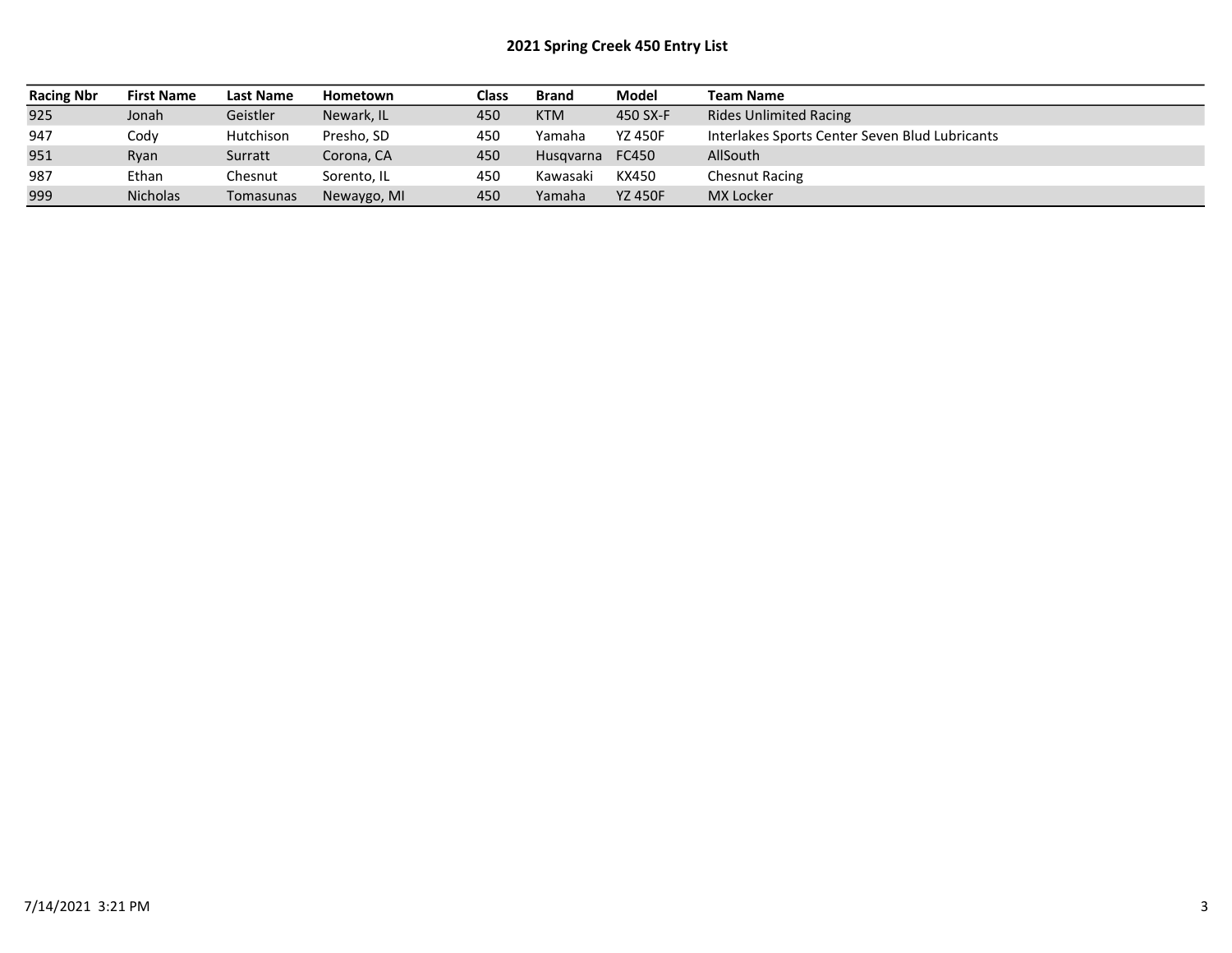**2021 Spring Creek 450 Entry List**

| Racing Nbr | First Name | Last Name | Hometown | Class | Brand | Model | Team Name |
|---|---|---|---|---|---|---|---|
| 925 | Jonah | Geistler | Newark, IL | 450 | KTM | 450 SX-F | Rides Unlimited Racing |
| 947 | Cody | Hutchison | Presho, SD | 450 | Yamaha | YZ 450F | Interlakes Sports Center Seven Blud Lubricants |
| 951 | Ryan | Surratt | Corona, CA | 450 | Husqvarna | FC450 | AllSouth |
| 987 | Ethan | Chesnut | Sorento, IL | 450 | Kawasaki | KX450 | Chesnut Racing |
| 999 | Nicholas | Tomasunas | Newaygo, MI | 450 | Yamaha | YZ 450F | MX Locker |

7/14/2021 3:21 PM